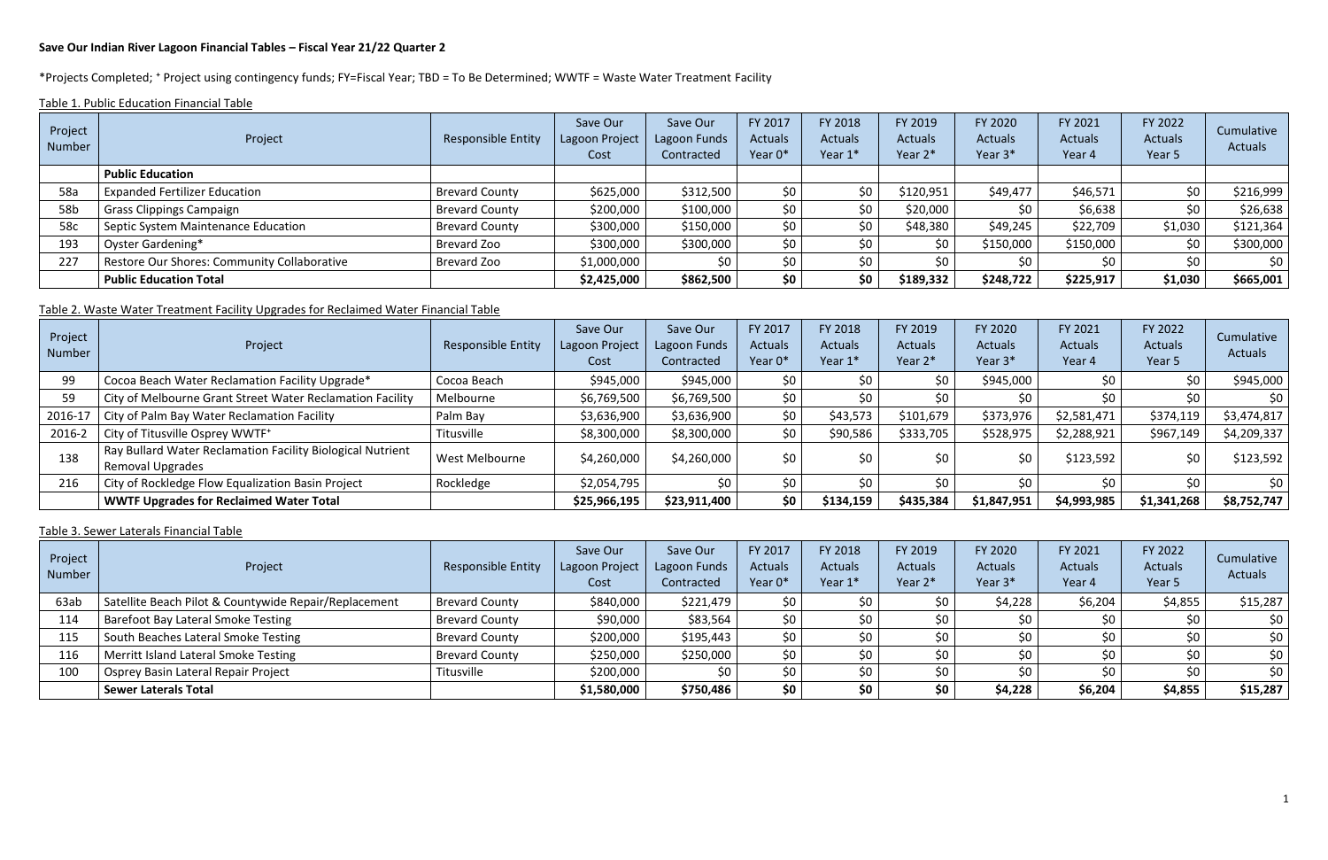**Save Our Indian River Lagoon Financial Tables – Fiscal Year 21/22 Quarter 2**

*Projects Completed; ⁺ Project using contingency funds; FY=Fiscal Year; TBD = To Be Determined; WWTF = Waste Water Treatment Facility

Table 1. Public Education Financial Table

| Project Number | Project | Responsible Entity | Save Our Lagoon Project Cost | Save Our Lagoon Funds Contracted | FY 2017 Actuals Year 0* | FY 2018 Actuals Year 1* | FY 2019 Actuals Year 2* | FY 2020 Actuals Year 3* | FY 2021 Actuals Year 4 | FY 2022 Actuals Year 5 | Cumulative Actuals |
|---|---|---|---|---|---|---|---|---|---|---|---|
| | **Public Education** | | | | | | | | | | |
| 58a | Expanded Fertilizer Education | Brevard County | $625,000 | $312,500 | $0 | $0 | $120,951 | $49,477 | $46,571 | $0 | $216,999 |
| 58b | Grass Clippings Campaign | Brevard County | $200,000 | $100,000 | $0 | $0 | $20,000 | $0 | $6,638 | $0 | $26,638 |
| 58c | Septic System Maintenance Education | Brevard County | $300,000 | $150,000 | $0 | $0 | $48,380 | $49,245 | $22,709 | $1,030 | $121,364 |
| 193 | Oyster Gardening* | Brevard Zoo | $300,000 | $300,000 | $0 | $0 | $0 | $150,000 | $150,000 | $0 | $300,000 |
| 227 | Restore Our Shores: Community Collaborative | Brevard Zoo | $1,000,000 | $0 | $0 | $0 | $0 | $0 | $0 | $0 | $0 |
| | **Public Education Total** | | **$2,425,000** | **$862,500** | **$0** | **$0** | **$189,332** | **$248,722** | **$225,917** | **$1,030** | **$665,001** |

Table 2. Waste Water Treatment Facility Upgrades for Reclaimed Water Financial Table

| Project Number | Project | Responsible Entity | Save Our Lagoon Project Cost | Save Our Lagoon Funds Contracted | FY 2017 Actuals Year 0* | FY 2018 Actuals Year 1* | FY 2019 Actuals Year 2* | FY 2020 Actuals Year 3* | FY 2021 Actuals Year 4 | FY 2022 Actuals Year 5 | Cumulative Actuals |
|---|---|---|---|---|---|---|---|---|---|---|---|
| 99 | Cocoa Beach Water Reclamation Facility Upgrade* | Cocoa Beach | $945,000 | $945,000 | $0 | $0 | $0 | $945,000 | $0 | $0 | $945,000 |
| 59 | City of Melbourne Grant Street Water Reclamation Facility | Melbourne | $6,769,500 | $6,769,500 | $0 | $0 | $0 | $0 | $0 | $0 | $0 |
| 2016-17 | City of Palm Bay Water Reclamation Facility | Palm Bay | $3,636,900 | $3,636,900 | $0 | $43,573 | $101,679 | $373,976 | $2,581,471 | $374,119 | $3,474,817 |
| 2016-2 | City of Titusville Osprey WWTF⁺ | Titusville | $8,300,000 | $8,300,000 | $0 | $90,586 | $333,705 | $528,975 | $2,288,921 | $967,149 | $4,209,337 |
| 138 | Ray Bullard Water Reclamation Facility Biological Nutrient Removal Upgrades | West Melbourne | $4,260,000 | $4,260,000 | $0 | $0 | $0 | $0 | $123,592 | $0 | $123,592 |
| 216 | City of Rockledge Flow Equalization Basin Project | Rockledge | $2,054,795 | $0 | $0 | $0 | $0 | $0 | $0 | $0 | $0 |
| | **WWTF Upgrades for Reclaimed Water Total** | | **$25,966,195** | **$23,911,400** | **$0** | **$134,159** | **$435,384** | **$1,847,951** | **$4,993,985** | **$1,341,268** | **$8,752,747** |

Table 3. Sewer Laterals Financial Table

| Project Number | Project | Responsible Entity | Save Our Lagoon Project Cost | Save Our Lagoon Funds Contracted | FY 2017 Actuals Year 0* | FY 2018 Actuals Year 1* | FY 2019 Actuals Year 2* | FY 2020 Actuals Year 3* | FY 2021 Actuals Year 4 | FY 2022 Actuals Year 5 | Cumulative Actuals |
|---|---|---|---|---|---|---|---|---|---|---|---|
| 63ab | Satellite Beach Pilot & Countywide Repair/Replacement | Brevard County | $840,000 | $221,479 | $0 | $0 | $0 | $4,228 | $6,204 | $4,855 | $15,287 |
| 114 | Barefoot Bay Lateral Smoke Testing | Brevard County | $90,000 | $83,564 | $0 | $0 | $0 | $0 | $0 | $0 | $0 |
| 115 | South Beaches Lateral Smoke Testing | Brevard County | $200,000 | $195,443 | $0 | $0 | $0 | $0 | $0 | $0 | $0 |
| 116 | Merritt Island Lateral Smoke Testing | Brevard County | $250,000 | $250,000 | $0 | $0 | $0 | $0 | $0 | $0 | $0 |
| 100 | Osprey Basin Lateral Repair Project | Titusville | $200,000 | $0 | $0 | $0 | $0 | $0 | $0 | $0 | $0 |
| | **Sewer Laterals Total** | | **$1,580,000** | **$750,486** | **$0** | **$0** | **$0** | **$4,228** | **$6,204** | **$4,855** | **$15,287** |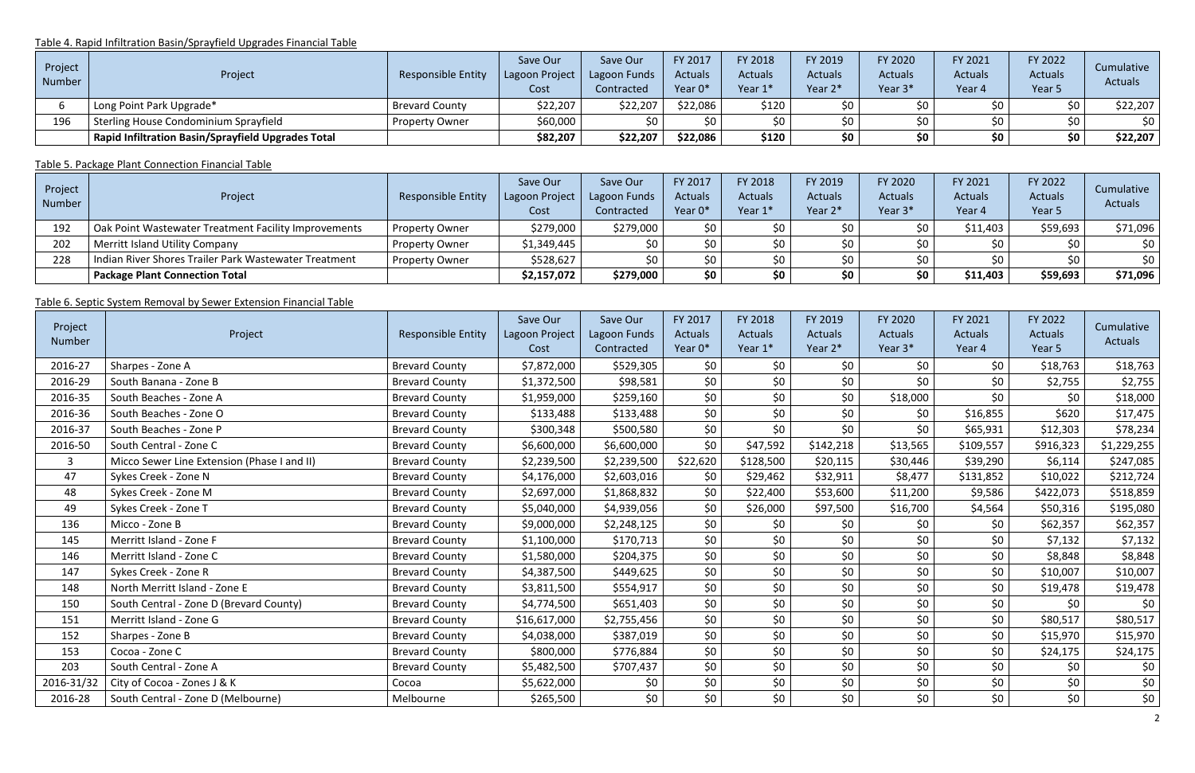Table 4. Rapid Infiltration Basin/Sprayfield Upgrades Financial Table

| Project Number | Project | Responsible Entity | Save Our Lagoon Project Cost | Save Our Lagoon Funds Contracted | FY 2017 Actuals Year 0* | FY 2018 Actuals Year 1* | FY 2019 Actuals Year 2* | FY 2020 Actuals Year 3* | FY 2021 Actuals Year 4 | FY 2022 Actuals Year 5 | Cumulative Actuals |
|---|---|---|---|---|---|---|---|---|---|---|---|
| 6 | Long Point Park Upgrade* | Brevard County | $22,207 | $22,207 | $22,086 | $120 | $0 | $0 | $0 | $0 | $22,207 |
| 196 | Sterling House Condominium Sprayfield | Property Owner | $60,000 | $0 | $0 | $0 | $0 | $0 | $0 | $0 | $0 |
| | **Rapid Infiltration Basin/Sprayfield Upgrades Total** | | **$82,207** | **$22,207** | **$22,086** | **$120** | **$0** | **$0** | **$0** | **$0** | **$22,207** |

Table 5. Package Plant Connection Financial Table

| Project Number | Project | Responsible Entity | Save Our Lagoon Project Cost | Save Our Lagoon Funds Contracted | FY 2017 Actuals Year 0* | FY 2018 Actuals Year 1* | FY 2019 Actuals Year 2* | FY 2020 Actuals Year 3* | FY 2021 Actuals Year 4 | FY 2022 Actuals Year 5 | Cumulative Actuals |
|---|---|---|---|---|---|---|---|---|---|---|---|
| 192 | Oak Point Wastewater Treatment Facility Improvements | Property Owner | $279,000 | $279,000 | $0 | $0 | $0 | $0 | $11,403 | $59,693 | $71,096 |
| 202 | Merritt Island Utility Company | Property Owner | $1,349,445 | $0 | $0 | $0 | $0 | $0 | $0 | $0 | $0 |
| 228 | Indian River Shores Trailer Park Wastewater Treatment | Property Owner | $528,627 | $0 | $0 | $0 | $0 | $0 | $0 | $0 | $0 |
| | **Package Plant Connection Total** | | **$2,157,072** | **$279,000** | **$0** | **$0** | **$0** | **$0** | **$11,403** | **$59,693** | **$71,096** |

Table 6. Septic System Removal by Sewer Extension Financial Table

| Project Number | Project | Responsible Entity | Save Our Lagoon Project Cost | Save Our Lagoon Funds Contracted | FY 2017 Actuals Year 0* | FY 2018 Actuals Year 1* | FY 2019 Actuals Year 2* | FY 2020 Actuals Year 3* | FY 2021 Actuals Year 4 | FY 2022 Actuals Year 5 | Cumulative Actuals |
|---|---|---|---|---|---|---|---|---|---|---|---|
| 2016-27 | Sharpes - Zone A | Brevard County | $7,872,000 | $529,305 | $0 | $0 | $0 | $0 | $0 | $18,763 | $18,763 |
| 2016-29 | South Banana - Zone B | Brevard County | $1,372,500 | $98,581 | $0 | $0 | $0 | $0 | $0 | $2,755 | $2,755 |
| 2016-35 | South Beaches - Zone A | Brevard County | $1,959,000 | $259,160 | $0 | $0 | $0 | $18,000 | $0 | $0 | $18,000 |
| 2016-36 | South Beaches - Zone O | Brevard County | $133,488 | $133,488 | $0 | $0 | $0 | $0 | $16,855 | $620 | $17,475 |
| 2016-37 | South Beaches - Zone P | Brevard County | $300,348 | $500,580 | $0 | $0 | $0 | $0 | $65,931 | $12,303 | $78,234 |
| 2016-50 | South Central - Zone C | Brevard County | $6,600,000 | $6,600,000 | $0 | $47,592 | $142,218 | $13,565 | $109,557 | $916,323 | $1,229,255 |
| 3 | Micco Sewer Line Extension (Phase I and II) | Brevard County | $2,239,500 | $2,239,500 | $22,620 | $128,500 | $20,115 | $30,446 | $39,290 | $6,114 | $247,085 |
| 47 | Sykes Creek - Zone N | Brevard County | $4,176,000 | $2,603,016 | $0 | $29,462 | $32,911 | $8,477 | $131,852 | $10,022 | $212,724 |
| 48 | Sykes Creek - Zone M | Brevard County | $2,697,000 | $1,868,832 | $0 | $22,400 | $53,600 | $11,200 | $9,586 | $422,073 | $518,859 |
| 49 | Sykes Creek - Zone T | Brevard County | $5,040,000 | $4,939,056 | $0 | $26,000 | $97,500 | $16,700 | $4,564 | $50,316 | $195,080 |
| 136 | Micco - Zone B | Brevard County | $9,000,000 | $2,248,125 | $0 | $0 | $0 | $0 | $0 | $62,357 | $62,357 |
| 145 | Merritt Island - Zone F | Brevard County | $1,100,000 | $170,713 | $0 | $0 | $0 | $0 | $0 | $7,132 | $7,132 |
| 146 | Merritt Island - Zone C | Brevard County | $1,580,000 | $204,375 | $0 | $0 | $0 | $0 | $0 | $8,848 | $8,848 |
| 147 | Sykes Creek - Zone R | Brevard County | $4,387,500 | $449,625 | $0 | $0 | $0 | $0 | $0 | $10,007 | $10,007 |
| 148 | North Merritt Island - Zone E | Brevard County | $3,811,500 | $554,917 | $0 | $0 | $0 | $0 | $0 | $19,478 | $19,478 |
| 150 | South Central - Zone D (Brevard County) | Brevard County | $4,774,500 | $651,403 | $0 | $0 | $0 | $0 | $0 | $0 | $0 |
| 151 | Merritt Island - Zone G | Brevard County | $16,617,000 | $2,755,456 | $0 | $0 | $0 | $0 | $0 | $80,517 | $80,517 |
| 152 | Sharpes - Zone B | Brevard County | $4,038,000 | $387,019 | $0 | $0 | $0 | $0 | $0 | $15,970 | $15,970 |
| 153 | Cocoa - Zone C | Brevard County | $800,000 | $776,884 | $0 | $0 | $0 | $0 | $0 | $24,175 | $24,175 |
| 203 | South Central - Zone A | Brevard County | $5,482,500 | $707,437 | $0 | $0 | $0 | $0 | $0 | $0 | $0 |
| 2016-31/32 | City of Cocoa - Zones J & K | Cocoa | $5,622,000 | $0 | $0 | $0 | $0 | $0 | $0 | $0 | $0 |
| 2016-28 | South Central - Zone D (Melbourne) | Melbourne | $265,500 | $0 | $0 | $0 | $0 | $0 | $0 | $0 | $0 |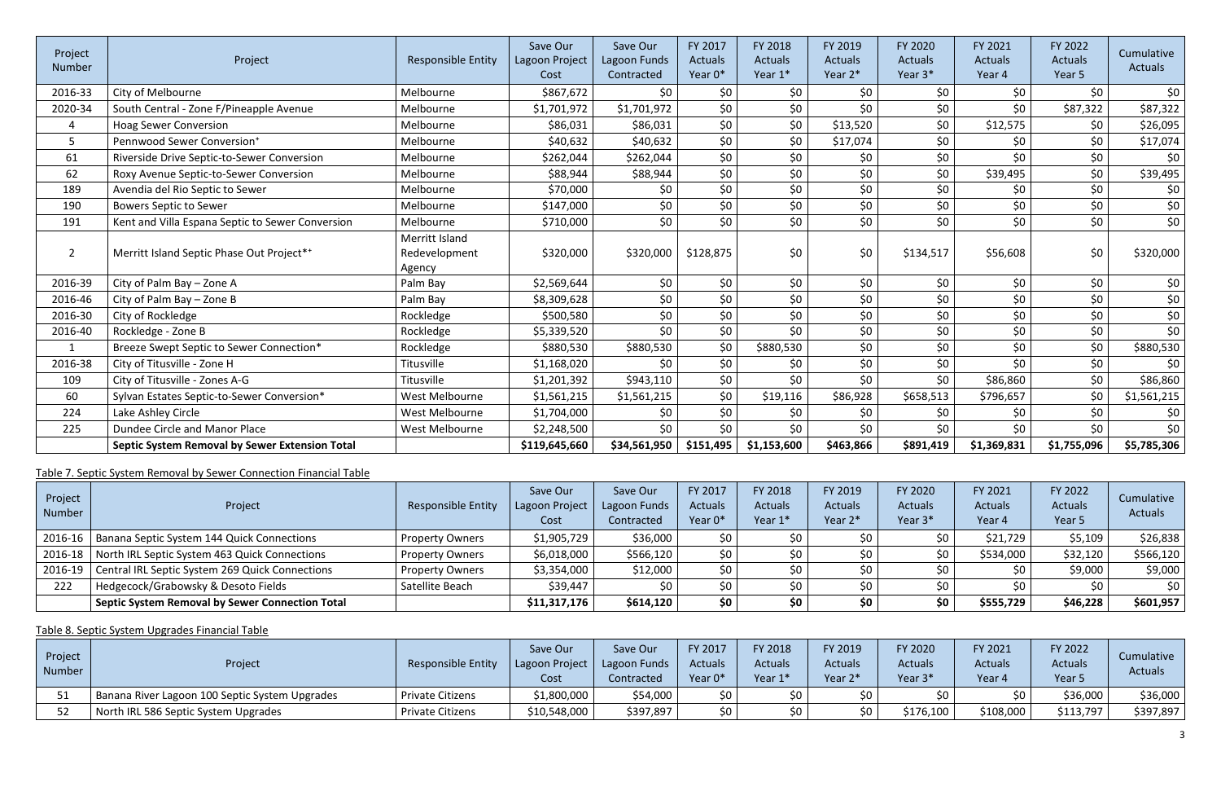| Project Number | Project | Responsible Entity | Save Our Lagoon Project Cost | Save Our Lagoon Funds Contracted | FY 2017 Actuals Year 0* | FY 2018 Actuals Year 1* | FY 2019 Actuals Year 2* | FY 2020 Actuals Year 3* | FY 2021 Actuals Year 4 | FY 2022 Actuals Year 5 | Cumulative Actuals |
|---|---|---|---|---|---|---|---|---|---|---|---|
| 2016-33 | City of Melbourne | Melbourne | $867,672 | $0 | $0 | $0 | $0 | $0 | $0 | $0 | $0 |
| 2020-34 | South Central - Zone F/Pineapple Avenue | Melbourne | $1,701,972 | $1,701,972 | $0 | $0 | $0 | $0 | $0 | $87,322 | $87,322 |
| 4 | Hoag Sewer Conversion | Melbourne | $86,031 | $86,031 | $0 | $0 | $13,520 | $0 | $12,575 | $0 | $26,095 |
| 5 | Pennwood Sewer Conversion⁺ | Melbourne | $40,632 | $40,632 | $0 | $0 | $17,074 | $0 | $0 | $0 | $17,074 |
| 61 | Riverside Drive Septic-to-Sewer Conversion | Melbourne | $262,044 | $262,044 | $0 | $0 | $0 | $0 | $0 | $0 | $0 |
| 62 | Roxy Avenue Septic-to-Sewer Conversion | Melbourne | $88,944 | $88,944 | $0 | $0 | $0 | $0 | $39,495 | $0 | $39,495 |
| 189 | Avendia del Rio Septic to Sewer | Melbourne | $70,000 | $0 | $0 | $0 | $0 | $0 | $0 | $0 | $0 |
| 190 | Bowers Septic to Sewer | Melbourne | $147,000 | $0 | $0 | $0 | $0 | $0 | $0 | $0 | $0 |
| 191 | Kent and Villa Espana Septic to Sewer Conversion | Melbourne | $710,000 | $0 | $0 | $0 | $0 | $0 | $0 | $0 | $0 |
| 2 | Merritt Island Septic Phase Out Project*⁺ | Merritt Island Redevelopment Agency | $320,000 | $320,000 | $128,875 | $0 | $0 | $134,517 | $56,608 | $0 | $320,000 |
| 2016-39 | City of Palm Bay – Zone A | Palm Bay | $2,569,644 | $0 | $0 | $0 | $0 | $0 | $0 | $0 | $0 |
| 2016-46 | City of Palm Bay – Zone B | Palm Bay | $8,309,628 | $0 | $0 | $0 | $0 | $0 | $0 | $0 | $0 |
| 2016-30 | City of Rockledge | Rockledge | $500,580 | $0 | $0 | $0 | $0 | $0 | $0 | $0 | $0 |
| 2016-40 | Rockledge - Zone B | Rockledge | $5,339,520 | $0 | $0 | $0 | $0 | $0 | $0 | $0 | $0 |
| 1 | Breeze Swept Septic to Sewer Connection* | Rockledge | $880,530 | $880,530 | $0 | $880,530 | $0 | $0 | $0 | $0 | $880,530 |
| 2016-38 | City of Titusville - Zone H | Titusville | $1,168,020 | $0 | $0 | $0 | $0 | $0 | $0 | $0 | $0 |
| 109 | City of Titusville - Zones A-G | Titusville | $1,201,392 | $943,110 | $0 | $0 | $0 | $0 | $86,860 | $0 | $86,860 |
| 60 | Sylvan Estates Septic-to-Sewer Conversion* | West Melbourne | $1,561,215 | $1,561,215 | $0 | $19,116 | $86,928 | $658,513 | $796,657 | $0 | $1,561,215 |
| 224 | Lake Ashley Circle | West Melbourne | $1,704,000 | $0 | $0 | $0 | $0 | $0 | $0 | $0 | $0 |
| 225 | Dundee Circle and Manor Place | West Melbourne | $2,248,500 | $0 | $0 | $0 | $0 | $0 | $0 | $0 | $0 |
| | **Septic System Removal by Sewer Extension Total** | | **$119,645,660** | **$34,561,950** | **$151,495** | **$1,153,600** | **$463,866** | **$891,419** | **$1,369,831** | **$1,755,096** | **$5,785,306** |

Table 7. Septic System Removal by Sewer Connection Financial Table

| Project Number | Project | Responsible Entity | Save Our Lagoon Project Cost | Save Our Lagoon Funds Contracted | FY 2017 Actuals Year 0* | FY 2018 Actuals Year 1* | FY 2019 Actuals Year 2* | FY 2020 Actuals Year 3* | FY 2021 Actuals Year 4 | FY 2022 Actuals Year 5 | Cumulative Actuals |
|---|---|---|---|---|---|---|---|---|---|---|---|
| 2016-16 | Banana Septic System 144 Quick Connections | Property Owners | $1,905,729 | $36,000 | $0 | $0 | $0 | $0 | $21,729 | $5,109 | $26,838 |
| 2016-18 | North IRL Septic System 463 Quick Connections | Property Owners | $6,018,000 | $566,120 | $0 | $0 | $0 | $0 | $534,000 | $32,120 | $566,120 |
| 2016-19 | Central IRL Septic System 269 Quick Connections | Property Owners | $3,354,000 | $12,000 | $0 | $0 | $0 | $0 | $0 | $9,000 | $9,000 |
| 222 | Hedgecock/Grabowsky & Desoto Fields | Satellite Beach | $39,447 | $0 | $0 | $0 | $0 | $0 | $0 | $0 | $0 |
| | **Septic System Removal by Sewer Connection Total** | | **$11,317,176** | **$614,120** | **$0** | **$0** | **$0** | **$0** | **$555,729** | **$46,228** | **$601,957** |

Table 8. Septic System Upgrades Financial Table

| Project Number | Project | Responsible Entity | Save Our Lagoon Project Cost | Save Our Lagoon Funds Contracted | FY 2017 Actuals Year 0* | FY 2018 Actuals Year 1* | FY 2019 Actuals Year 2* | FY 2020 Actuals Year 3* | FY 2021 Actuals Year 4 | FY 2022 Actuals Year 5 | Cumulative Actuals |
|---|---|---|---|---|---|---|---|---|---|---|---|
| 51 | Banana River Lagoon 100 Septic System Upgrades | Private Citizens | $1,800,000 | $54,000 | $0 | $0 | $0 | $0 | $0 | $36,000 | $36,000 |
| 52 | North IRL 586 Septic System Upgrades | Private Citizens | $10,548,000 | $397,897 | $0 | $0 | $0 | $176,100 | $108,000 | $113,797 | $397,897 |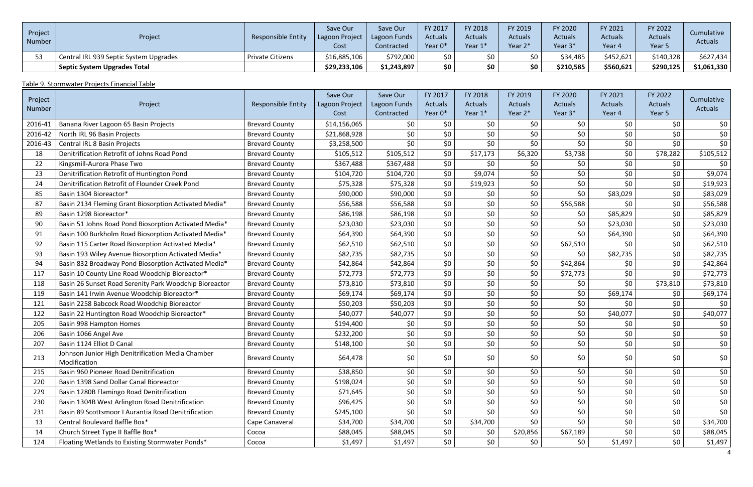| Project Number | Project | Responsible Entity | Save Our Lagoon Project Cost | Save Our Lagoon Funds Contracted | FY 2017 Actuals Year 0* | FY 2018 Actuals Year 1* | FY 2019 Actuals Year 2* | FY 2020 Actuals Year 3* | FY 2021 Actuals Year 4 | FY 2022 Actuals Year 5 | Cumulative Actuals |
|---|---|---|---|---|---|---|---|---|---|---|---|
| 53 | Central IRL 939 Septic System Upgrades | Private Citizens | $16,885,106 | $792,000 | $0 | $0 | $0 | $34,485 | $452,621 | $140,328 | $627,434 |
| | **Septic System Upgrades Total** | | **$29,233,106** | **$1,243,897** | **$0** | **$0** | **$0** | **$210,585** | **$560,621** | **$290,125** | **$1,061,330** |

Table 9. Stormwater Projects Financial Table

| Project Number | Project | Responsible Entity | Save Our Lagoon Project Cost | Save Our Lagoon Funds Contracted | FY 2017 Actuals Year 0* | FY 2018 Actuals Year 1* | FY 2019 Actuals Year 2* | FY 2020 Actuals Year 3* | FY 2021 Actuals Year 4 | FY 2022 Actuals Year 5 | Cumulative Actuals |
|---|---|---|---|---|---|---|---|---|---|---|---|
| 2016-41 | Banana River Lagoon 65 Basin Projects | Brevard County | $14,156,065 | $0 | $0 | $0 | $0 | $0 | $0 | $0 | $0 |
| 2016-42 | North IRL 96 Basin Projects | Brevard County | $21,868,928 | $0 | $0 | $0 | $0 | $0 | $0 | $0 | $0 |
| 2016-43 | Central IRL 8 Basin Projects | Brevard County | $3,258,500 | $0 | $0 | $0 | $0 | $0 | $0 | $0 | $0 |
| 18 | Denitrification Retrofit of Johns Road Pond | Brevard County | $105,512 | $105,512 | $0 | $17,173 | $6,320 | $3,738 | $0 | $78,282 | $105,512 |
| 22 | Kingsmill-Aurora Phase Two | Brevard County | $367,488 | $367,488 | $0 | $0 | $0 | $0 | $0 | $0 | $0 |
| 23 | Denitrification Retrofit of Huntington Pond | Brevard County | $104,720 | $104,720 | $0 | $9,074 | $0 | $0 | $0 | $0 | $9,074 |
| 24 | Denitrification Retrofit of Flounder Creek Pond | Brevard County | $75,328 | $75,328 | $0 | $19,923 | $0 | $0 | $0 | $0 | $19,923 |
| 85 | Basin 1304 Bioreactor* | Brevard County | $90,000 | $90,000 | $0 | $0 | $0 | $0 | $83,029 | $0 | $83,029 |
| 87 | Basin 2134 Fleming Grant Biosorption Activated Media* | Brevard County | $56,588 | $56,588 | $0 | $0 | $0 | $56,588 | $0 | $0 | $56,588 |
| 89 | Basin 1298 Bioreactor* | Brevard County | $86,198 | $86,198 | $0 | $0 | $0 | $0 | $85,829 | $0 | $85,829 |
| 90 | Basin 51 Johns Road Pond Biosorption Activated Media* | Brevard County | $23,030 | $23,030 | $0 | $0 | $0 | $0 | $23,030 | $0 | $23,030 |
| 91 | Basin 100 Burkholm Road Biosorption Activated Media* | Brevard County | $64,390 | $64,390 | $0 | $0 | $0 | $0 | $64,390 | $0 | $64,390 |
| 92 | Basin 115 Carter Road Biosorption Activated Media* | Brevard County | $62,510 | $62,510 | $0 | $0 | $0 | $62,510 | $0 | $0 | $62,510 |
| 93 | Basin 193 Wiley Avenue Biosorption Activated Media* | Brevard County | $82,735 | $82,735 | $0 | $0 | $0 | $0 | $82,735 | $0 | $82,735 |
| 94 | Basin 832 Broadway Pond Biosorption Activated Media* | Brevard County | $42,864 | $42,864 | $0 | $0 | $0 | $42,864 | $0 | $0 | $42,864 |
| 117 | Basin 10 County Line Road Woodchip Bioreactor* | Brevard County | $72,773 | $72,773 | $0 | $0 | $0 | $72,773 | $0 | $0 | $72,773 |
| 118 | Basin 26 Sunset Road Serenity Park Woodchip Bioreactor | Brevard County | $73,810 | $73,810 | $0 | $0 | $0 | $0 | $0 | $73,810 | $73,810 |
| 119 | Basin 141 Irwin Avenue Woodchip Bioreactor* | Brevard County | $69,174 | $69,174 | $0 | $0 | $0 | $0 | $69,174 | $0 | $69,174 |
| 121 | Basin 2258 Babcock Road Woodchip Bioreactor | Brevard County | $50,203 | $50,203 | $0 | $0 | $0 | $0 | $0 | $0 | $0 |
| 122 | Basin 22 Huntington Road Woodchip Bioreactor* | Brevard County | $40,077 | $40,077 | $0 | $0 | $0 | $0 | $40,077 | $0 | $40,077 |
| 205 | Basin 998 Hampton Homes | Brevard County | $194,400 | $0 | $0 | $0 | $0 | $0 | $0 | $0 | $0 |
| 206 | Basin 1066 Angel Ave | Brevard County | $232,200 | $0 | $0 | $0 | $0 | $0 | $0 | $0 | $0 |
| 207 | Basin 1124 Elliot D Canal | Brevard County | $148,100 | $0 | $0 | $0 | $0 | $0 | $0 | $0 | $0 |
| 213 | Johnson Junior High Denitrification Media Chamber Modification | Brevard County | $64,478 | $0 | $0 | $0 | $0 | $0 | $0 | $0 | $0 |
| 215 | Basin 960 Pioneer Road Denitrification | Brevard County | $38,850 | $0 | $0 | $0 | $0 | $0 | $0 | $0 | $0 |
| 220 | Basin 1398 Sand Dollar Canal Bioreactor | Brevard County | $198,024 | $0 | $0 | $0 | $0 | $0 | $0 | $0 | $0 |
| 229 | Basin 1280B Flamingo Road Denitrification | Brevard County | $71,645 | $0 | $0 | $0 | $0 | $0 | $0 | $0 | $0 |
| 230 | Basin 1304B West Arlington Road Denitrification | Brevard County | $96,425 | $0 | $0 | $0 | $0 | $0 | $0 | $0 | $0 |
| 231 | Basin 89 Scottsmoor I Aurantia Road Denitrification | Brevard County | $245,100 | $0 | $0 | $0 | $0 | $0 | $0 | $0 | $0 |
| 13 | Central Boulevard Baffle Box* | Cape Canaveral | $34,700 | $34,700 | $0 | $34,700 | $0 | $0 | $0 | $0 | $34,700 |
| 14 | Church Street Type II Baffle Box* | Cocoa | $88,045 | $88,045 | $0 | $0 | $20,856 | $67,189 | $0 | $0 | $88,045 |
| 124 | Floating Wetlands to Existing Stormwater Ponds* | Cocoa | $1,497 | $1,497 | $0 | $0 | $0 | $0 | $1,497 | $0 | $1,497 |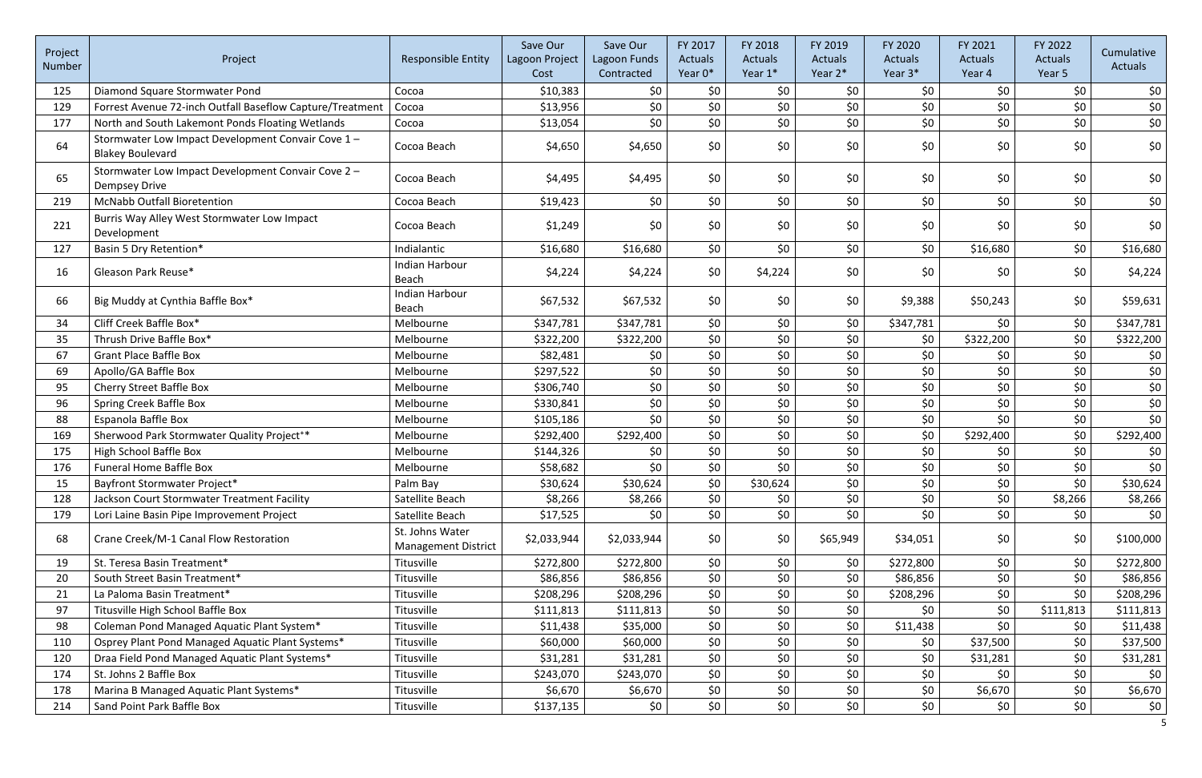| Project Number | Project | Responsible Entity | Save Our Lagoon Project Cost | Save Our Lagoon Funds Contracted | FY 2017 Actuals Year 0* | FY 2018 Actuals Year 1* | FY 2019 Actuals Year 2* | FY 2020 Actuals Year 3* | FY 2021 Actuals Year 4 | FY 2022 Actuals Year 5 | Cumulative Actuals |
|---|---|---|---|---|---|---|---|---|---|---|---|
| 125 | Diamond Square Stormwater Pond | Cocoa | $10,383 | $0 | $0 | $0 | $0 | $0 | $0 | $0 | $0 |
| 129 | Forrest Avenue 72-inch Outfall Baseflow Capture/Treatment | Cocoa | $13,956 | $0 | $0 | $0 | $0 | $0 | $0 | $0 | $0 |
| 177 | North and South Lakemont Ponds Floating Wetlands | Cocoa | $13,054 | $0 | $0 | $0 | $0 | $0 | $0 | $0 | $0 |
| 64 | Stormwater Low Impact Development Convair Cove 1 – Blakey Boulevard | Cocoa Beach | $4,650 | $4,650 | $0 | $0 | $0 | $0 | $0 | $0 | $0 |
| 65 | Stormwater Low Impact Development Convair Cove 2 – Dempsey Drive | Cocoa Beach | $4,495 | $4,495 | $0 | $0 | $0 | $0 | $0 | $0 | $0 |
| 219 | McNabb Outfall Bioretention | Cocoa Beach | $19,423 | $0 | $0 | $0 | $0 | $0 | $0 | $0 | $0 |
| 221 | Burris Way Alley West Stormwater Low Impact Development | Cocoa Beach | $1,249 | $0 | $0 | $0 | $0 | $0 | $0 | $0 | $0 |
| 127 | Basin 5 Dry Retention* | Indialantic | $16,680 | $16,680 | $0 | $0 | $0 | $0 | $16,680 | $0 | $16,680 |
| 16 | Gleason Park Reuse* | Indian Harbour Beach | $4,224 | $4,224 | $0 | $4,224 | $0 | $0 | $0 | $0 | $4,224 |
| 66 | Big Muddy at Cynthia Baffle Box* | Indian Harbour Beach | $67,532 | $67,532 | $0 | $0 | $0 | $9,388 | $50,243 | $0 | $59,631 |
| 34 | Cliff Creek Baffle Box* | Melbourne | $347,781 | $347,781 | $0 | $0 | $0 | $347,781 | $0 | $0 | $347,781 |
| 35 | Thrush Drive Baffle Box* | Melbourne | $322,200 | $322,200 | $0 | $0 | $0 | $0 | $322,200 | $0 | $322,200 |
| 67 | Grant Place Baffle Box | Melbourne | $82,481 | $0 | $0 | $0 | $0 | $0 | $0 | $0 | $0 |
| 69 | Apollo/GA Baffle Box | Melbourne | $297,522 | $0 | $0 | $0 | $0 | $0 | $0 | $0 | $0 |
| 95 | Cherry Street Baffle Box | Melbourne | $306,740 | $0 | $0 | $0 | $0 | $0 | $0 | $0 | $0 |
| 96 | Spring Creek Baffle Box | Melbourne | $330,841 | $0 | $0 | $0 | $0 | $0 | $0 | $0 | $0 |
| 88 | Espanola Baffle Box | Melbourne | $105,186 | $0 | $0 | $0 | $0 | $0 | $0 | $0 | $0 |
| 169 | Sherwood Park Stormwater Quality Project'* | Melbourne | $292,400 | $292,400 | $0 | $0 | $0 | $0 | $292,400 | $0 | $292,400 |
| 175 | High School Baffle Box | Melbourne | $144,326 | $0 | $0 | $0 | $0 | $0 | $0 | $0 | $0 |
| 176 | Funeral Home Baffle Box | Melbourne | $58,682 | $0 | $0 | $0 | $0 | $0 | $0 | $0 | $0 |
| 15 | Bayfront Stormwater Project* | Palm Bay | $30,624 | $30,624 | $0 | $30,624 | $0 | $0 | $0 | $0 | $30,624 |
| 128 | Jackson Court Stormwater Treatment Facility | Satellite Beach | $8,266 | $8,266 | $0 | $0 | $0 | $0 | $0 | $8,266 | $8,266 |
| 179 | Lori Laine Basin Pipe Improvement Project | Satellite Beach | $17,525 | $0 | $0 | $0 | $0 | $0 | $0 | $0 | $0 |
| 68 | Crane Creek/M-1 Canal Flow Restoration | St. Johns Water Management District | $2,033,944 | $2,033,944 | $0 | $0 | $65,949 | $34,051 | $0 | $0 | $100,000 |
| 19 | St. Teresa Basin Treatment* | Titusville | $272,800 | $272,800 | $0 | $0 | $0 | $272,800 | $0 | $0 | $272,800 |
| 20 | South Street Basin Treatment* | Titusville | $86,856 | $86,856 | $0 | $0 | $0 | $86,856 | $0 | $0 | $86,856 |
| 21 | La Paloma Basin Treatment* | Titusville | $208,296 | $208,296 | $0 | $0 | $0 | $208,296 | $0 | $0 | $208,296 |
| 97 | Titusville High School Baffle Box | Titusville | $111,813 | $111,813 | $0 | $0 | $0 | $0 | $0 | $111,813 | $111,813 |
| 98 | Coleman Pond Managed Aquatic Plant System* | Titusville | $11,438 | $35,000 | $0 | $0 | $0 | $11,438 | $0 | $0 | $11,438 |
| 110 | Osprey Plant Pond Managed Aquatic Plant Systems* | Titusville | $60,000 | $60,000 | $0 | $0 | $0 | $0 | $37,500 | $0 | $37,500 |
| 120 | Draa Field Pond Managed Aquatic Plant Systems* | Titusville | $31,281 | $31,281 | $0 | $0 | $0 | $0 | $31,281 | $0 | $31,281 |
| 174 | St. Johns 2 Baffle Box | Titusville | $243,070 | $243,070 | $0 | $0 | $0 | $0 | $0 | $0 | $0 |
| 178 | Marina B Managed Aquatic Plant Systems* | Titusville | $6,670 | $6,670 | $0 | $0 | $0 | $0 | $6,670 | $0 | $6,670 |
| 214 | Sand Point Park Baffle Box | Titusville | $137,135 | $0 | $0 | $0 | $0 | $0 | $0 | $0 | $0 |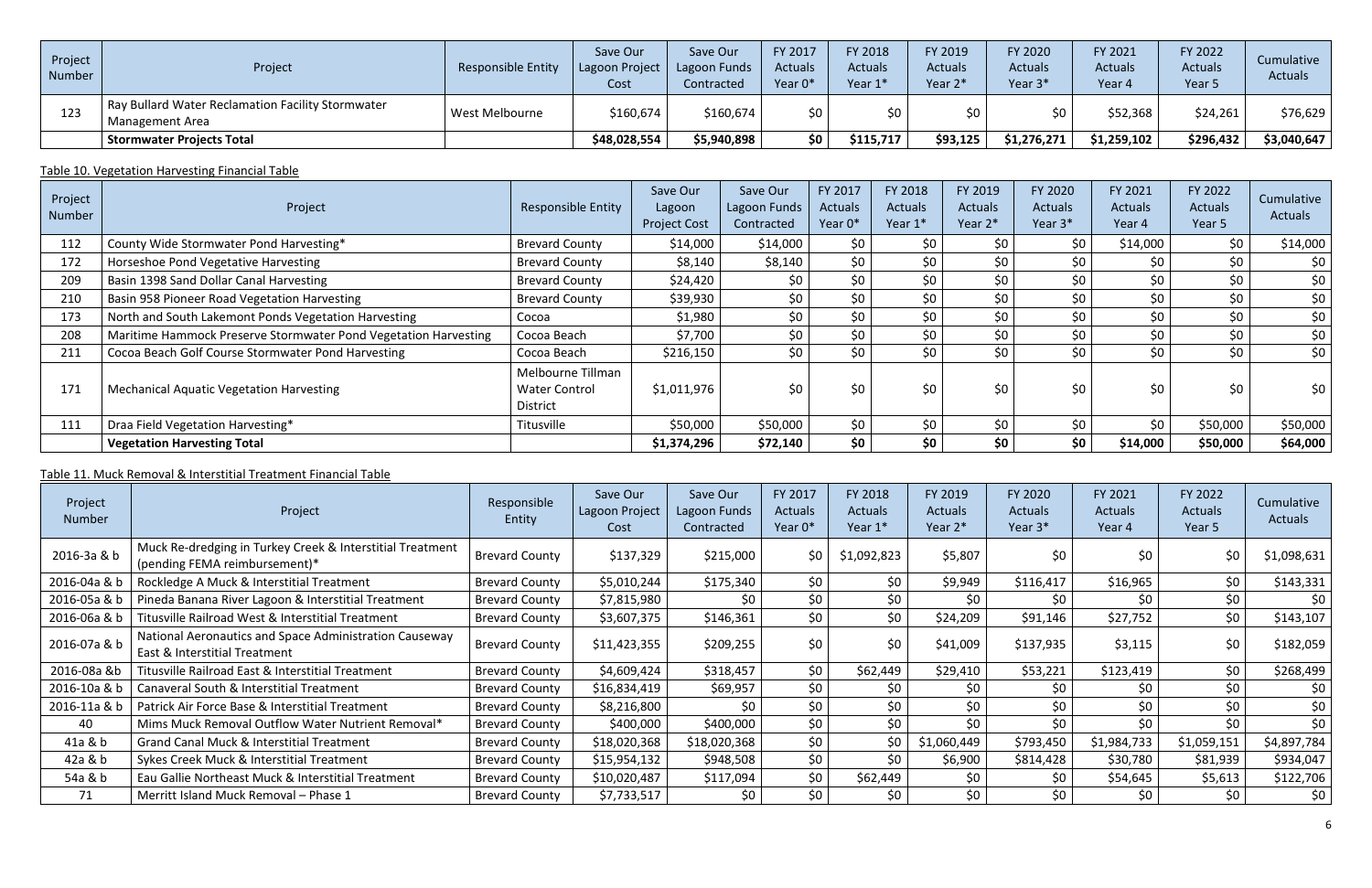| Project Number | Project | Responsible Entity | Save Our Lagoon Project Cost | Save Our Lagoon Funds Contracted | FY 2017 Actuals Year 0* | FY 2018 Actuals Year 1* | FY 2019 Actuals Year 2* | FY 2020 Actuals Year 3* | FY 2021 Actuals Year 4 | FY 2022 Actuals Year 5 | Cumulative Actuals |
|---|---|---|---|---|---|---|---|---|---|---|---|
| 123 | Ray Bullard Water Reclamation Facility Stormwater Management Area | West Melbourne | $160,674 | $160,674 | $0 | $0 | $0 | $0 | $52,368 | $24,261 | $76,629 |
| | **Stormwater Projects Total** | | **$48,028,554** | **$5,940,898** | **$0** | **$115,717** | **$93,125** | **$1,276,271** | **$1,259,102** | **$296,432** | **$3,040,647** |

Table 10. Vegetation Harvesting Financial Table

| Project Number | Project | Responsible Entity | Save Our Lagoon Project Cost | Save Our Lagoon Funds Contracted | FY 2017 Actuals Year 0* | FY 2018 Actuals Year 1* | FY 2019 Actuals Year 2* | FY 2020 Actuals Year 3* | FY 2021 Actuals Year 4 | FY 2022 Actuals Year 5 | Cumulative Actuals |
|---|---|---|---|---|---|---|---|---|---|---|---|
| 112 | County Wide Stormwater Pond Harvesting* | Brevard County | $14,000 | $14,000 | $0 | $0 | $0 | $0 | $14,000 | $0 | $14,000 |
| 172 | Horseshoe Pond Vegetative Harvesting | Brevard County | $8,140 | $8,140 | $0 | $0 | $0 | $0 | $0 | $0 | $0 |
| 209 | Basin 1398 Sand Dollar Canal Harvesting | Brevard County | $24,420 | $0 | $0 | $0 | $0 | $0 | $0 | $0 | $0 |
| 210 | Basin 958 Pioneer Road Vegetation Harvesting | Brevard County | $39,930 | $0 | $0 | $0 | $0 | $0 | $0 | $0 | $0 |
| 173 | North and South Lakemont Ponds Vegetation Harvesting | Cocoa | $1,980 | $0 | $0 | $0 | $0 | $0 | $0 | $0 | $0 |
| 208 | Maritime Hammock Preserve Stormwater Pond Vegetation Harvesting | Cocoa Beach | $7,700 | $0 | $0 | $0 | $0 | $0 | $0 | $0 | $0 |
| 211 | Cocoa Beach Golf Course Stormwater Pond Harvesting | Cocoa Beach | $216,150 | $0 | $0 | $0 | $0 | $0 | $0 | $0 | $0 |
| 171 | Mechanical Aquatic Vegetation Harvesting | Melbourne Tillman Water Control District | $1,011,976 | $0 | $0 | $0 | $0 | $0 | $0 | $0 | $0 |
| 111 | Draa Field Vegetation Harvesting* | Titusville | $50,000 | $50,000 | $0 | $0 | $0 | $0 | $0 | $50,000 | $50,000 |
| | **Vegetation Harvesting Total** | | **$1,374,296** | **$72,140** | **$0** | **$0** | **$0** | **$0** | **$14,000** | **$50,000** | **$64,000** |

Table 11. Muck Removal & Interstitial Treatment Financial Table

| Project Number | Project | Responsible Entity | Save Our Lagoon Project Cost | Save Our Lagoon Funds Contracted | FY 2017 Actuals Year 0* | FY 2018 Actuals Year 1* | FY 2019 Actuals Year 2* | FY 2020 Actuals Year 3* | FY 2021 Actuals Year 4 | FY 2022 Actuals Year 5 | Cumulative Actuals |
|---|---|---|---|---|---|---|---|---|---|---|---|
| 2016-3a & b | Muck Re-dredging in Turkey Creek & Interstitial Treatment (pending FEMA reimbursement)* | Brevard County | $137,329 | $215,000 | $0 | $1,092,823 | $5,807 | $0 | $0 | $0 | $1,098,631 |
| 2016-04a & b | Rockledge A Muck & Interstitial Treatment | Brevard County | $5,010,244 | $175,340 | $0 | $0 | $9,949 | $116,417 | $16,965 | $0 | $143,331 |
| 2016-05a & b | Pineda Banana River Lagoon & Interstitial Treatment | Brevard County | $7,815,980 | $0 | $0 | $0 | $0 | $0 | $0 | $0 | $0 |
| 2016-06a & b | Titusville Railroad West & Interstitial Treatment | Brevard County | $3,607,375 | $146,361 | $0 | $0 | $24,209 | $91,146 | $27,752 | $0 | $143,107 |
| 2016-07a & b | National Aeronautics and Space Administration Causeway East & Interstitial Treatment | Brevard County | $11,423,355 | $209,255 | $0 | $0 | $41,009 | $137,935 | $3,115 | $0 | $182,059 |
| 2016-08a &b | Titusville Railroad East & Interstitial Treatment | Brevard County | $4,609,424 | $318,457 | $0 | $62,449 | $29,410 | $53,221 | $123,419 | $0 | $268,499 |
| 2016-10a & b | Canaveral South & Interstitial Treatment | Brevard County | $16,834,419 | $69,957 | $0 | $0 | $0 | $0 | $0 | $0 | $0 |
| 2016-11a & b | Patrick Air Force Base & Interstitial Treatment | Brevard County | $8,216,800 | $0 | $0 | $0 | $0 | $0 | $0 | $0 | $0 |
| 40 | Mims Muck Removal Outflow Water Nutrient Removal* | Brevard County | $400,000 | $400,000 | $0 | $0 | $0 | $0 | $0 | $0 | $0 |
| 41a & b | Grand Canal Muck & Interstitial Treatment | Brevard County | $18,020,368 | $18,020,368 | $0 | $0 | $1,060,449 | $793,450 | $1,984,733 | $1,059,151 | $4,897,784 |
| 42a & b | Sykes Creek Muck & Interstitial Treatment | Brevard County | $15,954,132 | $948,508 | $0 | $0 | $6,900 | $814,428 | $30,780 | $81,939 | $934,047 |
| 54a & b | Eau Gallie Northeast Muck & Interstitial Treatment | Brevard County | $10,020,487 | $117,094 | $0 | $62,449 | $0 | $0 | $54,645 | $5,613 | $122,706 |
| 71 | Merritt Island Muck Removal – Phase 1 | Brevard County | $7,733,517 | $0 | $0 | $0 | $0 | $0 | $0 | $0 | $0 |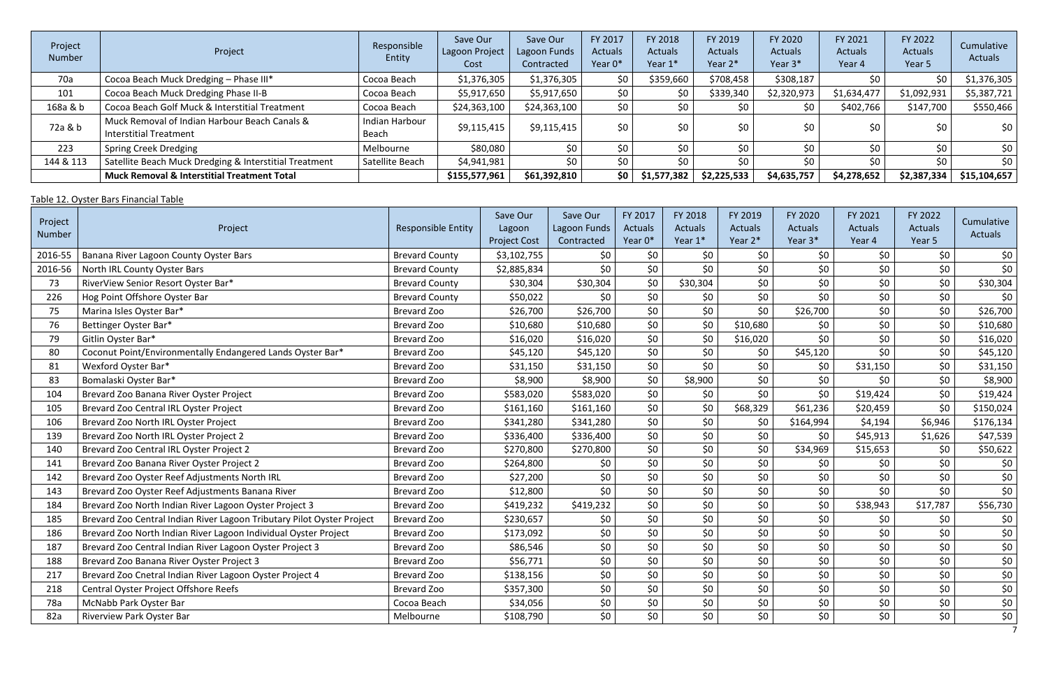| Project Number | Project | Responsible Entity | Save Our Lagoon Project Cost | Save Our Lagoon Funds Contracted | FY 2017 Actuals Year 0* | FY 2018 Actuals Year 1* | FY 2019 Actuals Year 2* | FY 2020 Actuals Year 3* | FY 2021 Actuals Year 4 | FY 2022 Actuals Year 5 | Cumulative Actuals |
|---|---|---|---|---|---|---|---|---|---|---|---|
| 70a | Cocoa Beach Muck Dredging – Phase III* | Cocoa Beach | $1,376,305 | $1,376,305 | $0 | $359,660 | $708,458 | $308,187 | $0 | $0 | $1,376,305 |
| 101 | Cocoa Beach Muck Dredging Phase II-B | Cocoa Beach | $5,917,650 | $5,917,650 | $0 | $0 | $339,340 | $2,320,973 | $1,634,477 | $1,092,931 | $5,387,721 |
| 168a & b | Cocoa Beach Golf Muck & Interstitial Treatment | Cocoa Beach | $24,363,100 | $24,363,100 | $0 | $0 | $0 | $0 | $402,766 | $147,700 | $550,466 |
| 72a & b | Muck Removal of Indian Harbour Beach Canals & Interstitial Treatment | Indian Harbour Beach | $9,115,415 | $9,115,415 | $0 | $0 | $0 | $0 | $0 | $0 | $0 |
| 223 | Spring Creek Dredging | Melbourne | $80,080 | $0 | $0 | $0 | $0 | $0 | $0 | $0 | $0 |
| 144 & 113 | Satellite Beach Muck Dredging & Interstitial Treatment | Satellite Beach | $4,941,981 | $0 | $0 | $0 | $0 | $0 | $0 | $0 | $0 |
| | **Muck Removal & Interstitial Treatment Total** | | **$155,577,961** | **$61,392,810** | **$0** | **$1,577,382** | **$2,225,533** | **$4,635,757** | **$4,278,652** | **$2,387,334** | **$15,104,657** |

Table 12. Oyster Bars Financial Table

| Project Number | Project | Responsible Entity | Save Our Lagoon Project Cost | Save Our Lagoon Funds Contracted | FY 2017 Actuals Year 0* | FY 2018 Actuals Year 1* | FY 2019 Actuals Year 2* | FY 2020 Actuals Year 3* | FY 2021 Actuals Year 4 | FY 2022 Actuals Year 5 | Cumulative Actuals |
|---|---|---|---|---|---|---|---|---|---|---|---|
| 2016-55 | Banana River Lagoon County Oyster Bars | Brevard County | $3,102,755 | $0 | $0 | $0 | $0 | $0 | $0 | $0 | $0 |
| 2016-56 | North IRL County Oyster Bars | Brevard County | $2,885,834 | $0 | $0 | $0 | $0 | $0 | $0 | $0 | $0 |
| 73 | RiverView Senior Resort Oyster Bar* | Brevard County | $30,304 | $30,304 | $0 | $30,304 | $0 | $0 | $0 | $0 | $30,304 |
| 226 | Hog Point Offshore Oyster Bar | Brevard County | $50,022 | $0 | $0 | $0 | $0 | $0 | $0 | $0 | $0 |
| 75 | Marina Isles Oyster Bar* | Brevard Zoo | $26,700 | $26,700 | $0 | $0 | $0 | $26,700 | $0 | $0 | $26,700 |
| 76 | Bettinger Oyster Bar* | Brevard Zoo | $10,680 | $10,680 | $0 | $0 | $10,680 | $0 | $0 | $0 | $10,680 |
| 79 | Gitlin Oyster Bar* | Brevard Zoo | $16,020 | $16,020 | $0 | $0 | $16,020 | $0 | $0 | $0 | $16,020 |
| 80 | Coconut Point/Environmentally Endangered Lands Oyster Bar* | Brevard Zoo | $45,120 | $45,120 | $0 | $0 | $0 | $45,120 | $0 | $0 | $45,120 |
| 81 | Wexford Oyster Bar* | Brevard Zoo | $31,150 | $31,150 | $0 | $0 | $0 | $0 | $31,150 | $0 | $31,150 |
| 83 | Bomalaski Oyster Bar* | Brevard Zoo | $8,900 | $8,900 | $0 | $8,900 | $0 | $0 | $0 | $0 | $8,900 |
| 104 | Brevard Zoo Banana River Oyster Project | Brevard Zoo | $583,020 | $583,020 | $0 | $0 | $0 | $0 | $19,424 | $0 | $19,424 |
| 105 | Brevard Zoo Central IRL Oyster Project | Brevard Zoo | $161,160 | $161,160 | $0 | $0 | $68,329 | $61,236 | $20,459 | $0 | $150,024 |
| 106 | Brevard Zoo North IRL Oyster Project | Brevard Zoo | $341,280 | $341,280 | $0 | $0 | $0 | $164,994 | $4,194 | $6,946 | $176,134 |
| 139 | Brevard Zoo North IRL Oyster Project 2 | Brevard Zoo | $336,400 | $336,400 | $0 | $0 | $0 | $0 | $45,913 | $1,626 | $47,539 |
| 140 | Brevard Zoo Central IRL Oyster Project 2 | Brevard Zoo | $270,800 | $270,800 | $0 | $0 | $0 | $34,969 | $15,653 | $0 | $50,622 |
| 141 | Brevard Zoo Banana River Oyster Project 2 | Brevard Zoo | $264,800 | $0 | $0 | $0 | $0 | $0 | $0 | $0 | $0 |
| 142 | Brevard Zoo Oyster Reef Adjustments North IRL | Brevard Zoo | $27,200 | $0 | $0 | $0 | $0 | $0 | $0 | $0 | $0 |
| 143 | Brevard Zoo Oyster Reef Adjustments Banana River | Brevard Zoo | $12,800 | $0 | $0 | $0 | $0 | $0 | $0 | $0 | $0 |
| 184 | Brevard Zoo North Indian River Lagoon Oyster Project 3 | Brevard Zoo | $419,232 | $419,232 | $0 | $0 | $0 | $0 | $38,943 | $17,787 | $56,730 |
| 185 | Brevard Zoo Central Indian River Lagoon Tributary Pilot Oyster Project | Brevard Zoo | $230,657 | $0 | $0 | $0 | $0 | $0 | $0 | $0 | $0 |
| 186 | Brevard Zoo North Indian River Lagoon Individual Oyster Project | Brevard Zoo | $173,092 | $0 | $0 | $0 | $0 | $0 | $0 | $0 | $0 |
| 187 | Brevard Zoo Central Indian River Lagoon Oyster Project 3 | Brevard Zoo | $86,546 | $0 | $0 | $0 | $0 | $0 | $0 | $0 | $0 |
| 188 | Brevard Zoo Banana River Oyster Project 3 | Brevard Zoo | $56,771 | $0 | $0 | $0 | $0 | $0 | $0 | $0 | $0 |
| 217 | Brevard Zoo Cnetral Indian River Lagoon Oyster Project 4 | Brevard Zoo | $138,156 | $0 | $0 | $0 | $0 | $0 | $0 | $0 | $0 |
| 218 | Central Oyster Project Offshore Reefs | Brevard Zoo | $357,300 | $0 | $0 | $0 | $0 | $0 | $0 | $0 | $0 |
| 78a | McNabb Park Oyster Bar | Cocoa Beach | $34,056 | $0 | $0 | $0 | $0 | $0 | $0 | $0 | $0 |
| 82a | Riverview Park Oyster Bar | Melbourne | $108,790 | $0 | $0 | $0 | $0 | $0 | $0 | $0 | $0 |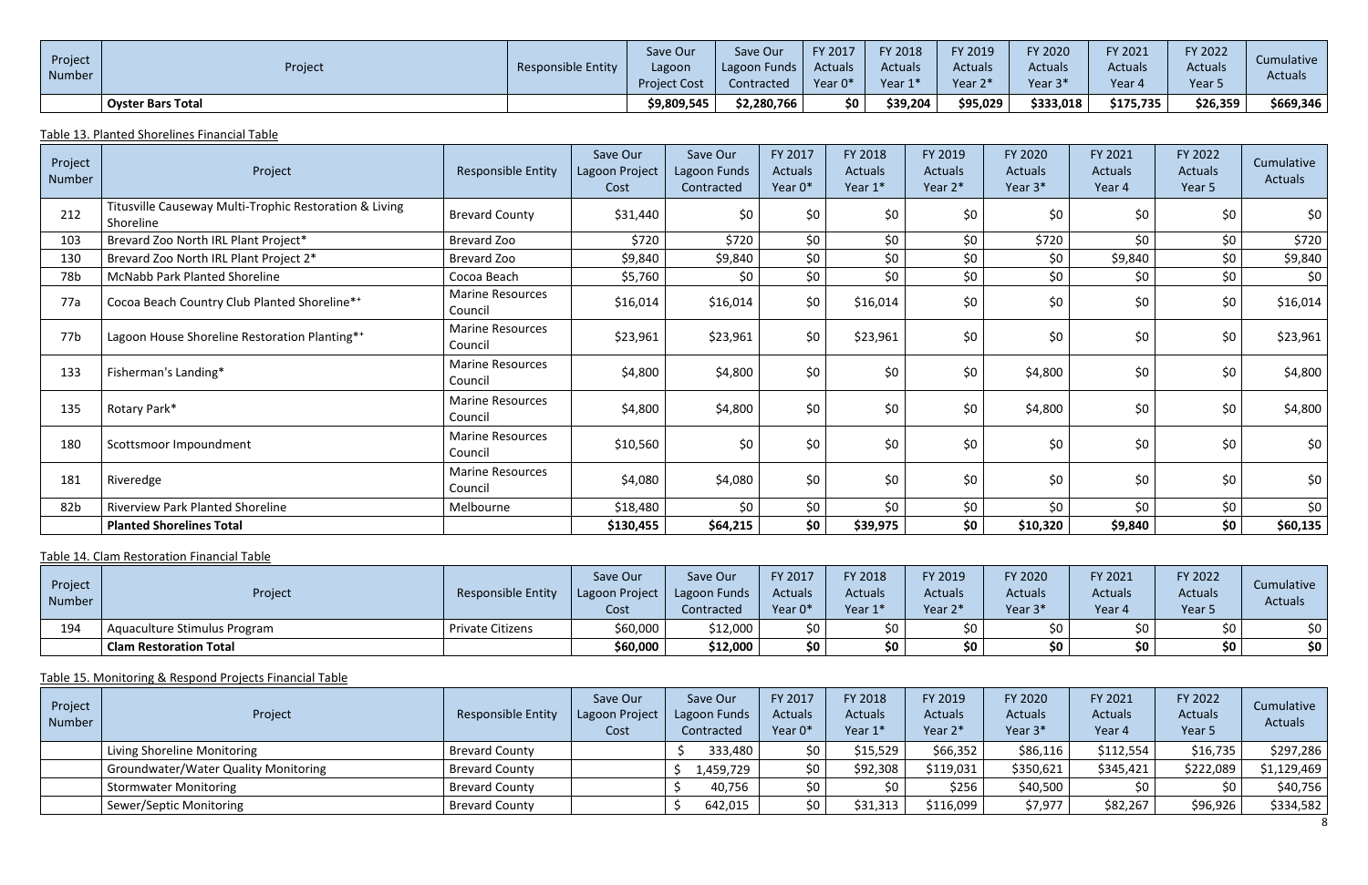| Project Number | Project | Responsible Entity | Save Our Lagoon Project Cost | Save Our Lagoon Funds Contracted | FY 2017 Actuals Year 0* | FY 2018 Actuals Year 1* | FY 2019 Actuals Year 2* | FY 2020 Actuals Year 3* | FY 2021 Actuals Year 4 | FY 2022 Actuals Year 5 | Cumulative Actuals |
|---|---|---|---|---|---|---|---|---|---|---|---|
| | **Oyster Bars Total** | | **$9,809,545** | **$2,280,766** | **$0** | **$39,204** | **$95,029** | **$333,018** | **$175,735** | **$26,359** | **$669,346** |

Table 13. Planted Shorelines Financial Table

| Project Number | Project | Responsible Entity | Save Our Lagoon Project Cost | Save Our Lagoon Funds Contracted | FY 2017 Actuals Year 0* | FY 2018 Actuals Year 1* | FY 2019 Actuals Year 2* | FY 2020 Actuals Year 3* | FY 2021 Actuals Year 4 | FY 2022 Actuals Year 5 | Cumulative Actuals |
|---|---|---|---|---|---|---|---|---|---|---|---|
| 212 | Titusville Causeway Multi-Trophic Restoration & Living Shoreline | Brevard County | $31,440 | $0 | $0 | $0 | $0 | $0 | $0 | $0 | $0 |
| 103 | Brevard Zoo North IRL Plant Project* | Brevard Zoo | $720 | $720 | $0 | $0 | $0 | $720 | $0 | $0 | $720 |
| 130 | Brevard Zoo North IRL Plant Project 2* | Brevard Zoo | $9,840 | $9,840 | $0 | $0 | $0 | $0 | $9,840 | $0 | $9,840 |
| 78b | McNabb Park Planted Shoreline | Cocoa Beach | $5,760 | $0 | $0 | $0 | $0 | $0 | $0 | $0 | $0 |
| 77a | Cocoa Beach Country Club Planted Shoreline*+ | Marine Resources Council | $16,014 | $16,014 | $0 | $16,014 | $0 | $0 | $0 | $0 | $16,014 |
| 77b | Lagoon House Shoreline Restoration Planting*+ | Marine Resources Council | $23,961 | $23,961 | $0 | $23,961 | $0 | $0 | $0 | $0 | $23,961 |
| 133 | Fisherman's Landing* | Marine Resources Council | $4,800 | $4,800 | $0 | $0 | $0 | $4,800 | $0 | $0 | $4,800 |
| 135 | Rotary Park* | Marine Resources Council | $4,800 | $4,800 | $0 | $0 | $0 | $4,800 | $0 | $0 | $4,800 |
| 180 | Scottsmoor Impoundment | Marine Resources Council | $10,560 | $0 | $0 | $0 | $0 | $0 | $0 | $0 | $0 |
| 181 | Riveredge | Marine Resources Council | $4,080 | $4,080 | $0 | $0 | $0 | $0 | $0 | $0 | $0 |
| 82b | Riverview Park Planted Shoreline | Melbourne | $18,480 | $0 | $0 | $0 | $0 | $0 | $0 | $0 | $0 |
| | **Planted Shorelines Total** | | **$130,455** | **$64,215** | **$0** | **$39,975** | **$0** | **$10,320** | **$9,840** | **$0** | **$60,135** |

Table 14. Clam Restoration Financial Table

| Project Number | Project | Responsible Entity | Save Our Lagoon Project Cost | Save Our Lagoon Funds Contracted | FY 2017 Actuals Year 0* | FY 2018 Actuals Year 1* | FY 2019 Actuals Year 2* | FY 2020 Actuals Year 3* | FY 2021 Actuals Year 4 | FY 2022 Actuals Year 5 | Cumulative Actuals |
|---|---|---|---|---|---|---|---|---|---|---|---|
| 194 | Aquaculture Stimulus Program | Private Citizens | $60,000 | $12,000 | $0 | $0 | $0 | $0 | $0 | $0 | $0 |
| | **Clam Restoration Total** | | **$60,000** | **$12,000** | **$0** | **$0** | **$0** | **$0** | **$0** | **$0** | **$0** |

Table 15. Monitoring & Respond Projects Financial Table

| Project Number | Project | Responsible Entity | Save Our Lagoon Project Cost | Save Our Lagoon Funds Contracted | FY 2017 Actuals Year 0* | FY 2018 Actuals Year 1* | FY 2019 Actuals Year 2* | FY 2020 Actuals Year 3* | FY 2021 Actuals Year 4 | FY 2022 Actuals Year 5 | Cumulative Actuals |
|---|---|---|---|---|---|---|---|---|---|---|---|
| | Living Shoreline Monitoring | Brevard County | | $ 333,480 | $0 | $15,529 | $66,352 | $86,116 | $112,554 | $16,735 | $297,286 |
| | Groundwater/Water Quality Monitoring | Brevard County | | $ 1,459,729 | $0 | $92,308 | $119,031 | $350,621 | $345,421 | $222,089 | $1,129,469 |
| | Stormwater Monitoring | Brevard County | | $ 40,756 | $0 | $0 | $256 | $40,500 | $0 | $0 | $40,756 |
| | Sewer/Septic Monitoring | Brevard County | | $ 642,015 | $0 | $31,313 | $116,099 | $7,977 | $82,267 | $96,926 | $334,582 |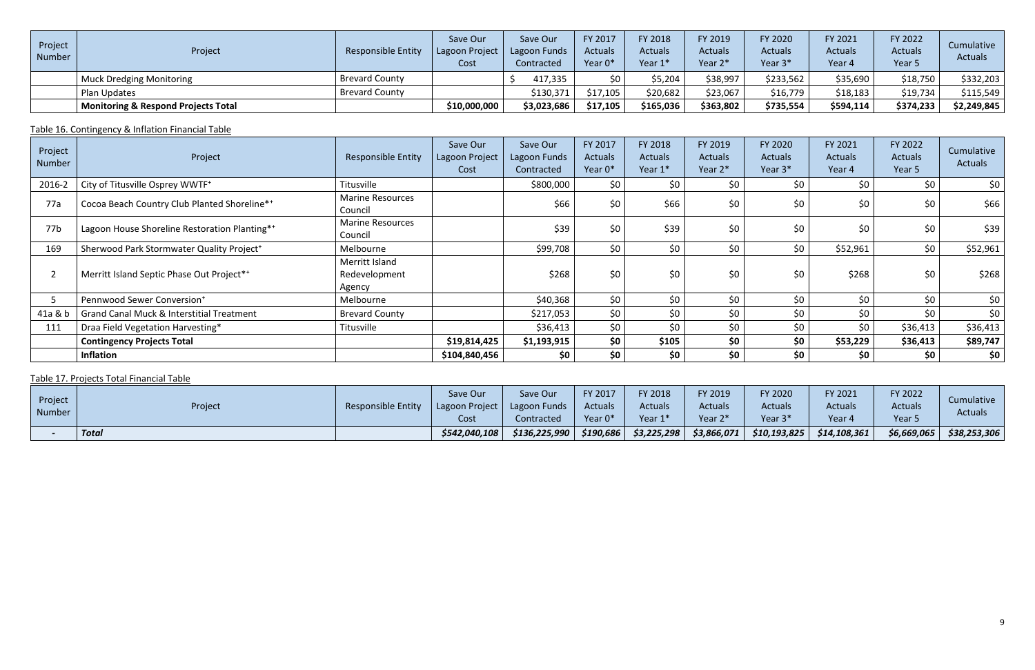| Project Number | Project | Responsible Entity | Save Our Lagoon Project Cost | Save Our Lagoon Funds Contracted | FY 2017 Actuals Year 0* | FY 2018 Actuals Year 1* | FY 2019 Actuals Year 2* | FY 2020 Actuals Year 3* | FY 2021 Actuals Year 4 | FY 2022 Actuals Year 5 | Cumulative Actuals |
|---|---|---|---|---|---|---|---|---|---|---|---|
| | Muck Dredging Monitoring | Brevard County | | $ 417,335 | $0 | $5,204 | $38,997 | $233,562 | $35,690 | $18,750 | $332,203 |
| | Plan Updates | Brevard County | | $130,371 | $17,105 | $20,682 | $23,067 | $16,779 | $18,183 | $19,734 | $115,549 |
| | **Monitoring & Respond Projects Total** | | **$10,000,000** | **$3,023,686** | **$17,105** | **$165,036** | **$363,802** | **$735,554** | **$594,114** | **$374,233** | **$2,249,845** |

Table 16. Contingency & Inflation Financial Table

| Project Number | Project | Responsible Entity | Save Our Lagoon Project Cost | Save Our Lagoon Funds Contracted | FY 2017 Actuals Year 0* | FY 2018 Actuals Year 1* | FY 2019 Actuals Year 2* | FY 2020 Actuals Year 3* | FY 2021 Actuals Year 4 | FY 2022 Actuals Year 5 | Cumulative Actuals |
|---|---|---|---|---|---|---|---|---|---|---|---|
| 2016-2 | City of Titusville Osprey WWTF⁺ | Titusville | | $800,000 | $0 | $0 | $0 | $0 | $0 | $0 | $0 |
| 77a | Cocoa Beach Country Club Planted Shoreline*⁺ | Marine Resources Council | | $66 | $0 | $66 | $0 | $0 | $0 | $0 | $66 |
| 77b | Lagoon House Shoreline Restoration Planting*⁺ | Marine Resources Council | | $39 | $0 | $39 | $0 | $0 | $0 | $0 | $39 |
| 169 | Sherwood Park Stormwater Quality Project⁺ | Melbourne | | $99,708 | $0 | $0 | $0 | $0 | $52,961 | $0 | $52,961 |
| 2 | Merritt Island Septic Phase Out Project*⁺ | Merritt Island Redevelopment Agency | | $268 | $0 | $0 | $0 | $0 | $268 | $0 | $268 |
| 5 | Pennwood Sewer Conversion⁺ | Melbourne | | $40,368 | $0 | $0 | $0 | $0 | $0 | $0 | $0 |
| 41a & b | Grand Canal Muck & Interstitial Treatment | Brevard County | | $217,053 | $0 | $0 | $0 | $0 | $0 | $0 | $0 |
| 111 | Draa Field Vegetation Harvesting* | Titusville | | $36,413 | $0 | $0 | $0 | $0 | $0 | $36,413 | $36,413 |
| | **Contingency Projects Total** | | **$19,814,425** | **$1,193,915** | **$0** | **$105** | **$0** | **$0** | **$53,229** | **$36,413** | **$89,747** |
| | **Inflation** | | **$104,840,456** | **$0** | **$0** | **$0** | **$0** | **$0** | **$0** | **$0** | **$0** |

Table 17. Projects Total Financial Table

| Project Number | Project | Responsible Entity | Save Our Lagoon Project Cost | Save Our Lagoon Funds Contracted | FY 2017 Actuals Year 0* | FY 2018 Actuals Year 1* | FY 2019 Actuals Year 2* | FY 2020 Actuals Year 3* | FY 2021 Actuals Year 4 | FY 2022 Actuals Year 5 | Cumulative Actuals |
|---|---|---|---|---|---|---|---|---|---|---|---|
| - | ***Total*** | | ***$542,040,108*** | ***$136,225,990*** | ***$190,686*** | ***$3,225,298*** | ***$3,866,071*** | ***$10,193,825*** | ***$14,108,361*** | ***$6,669,065*** | ***$38,253,306*** |